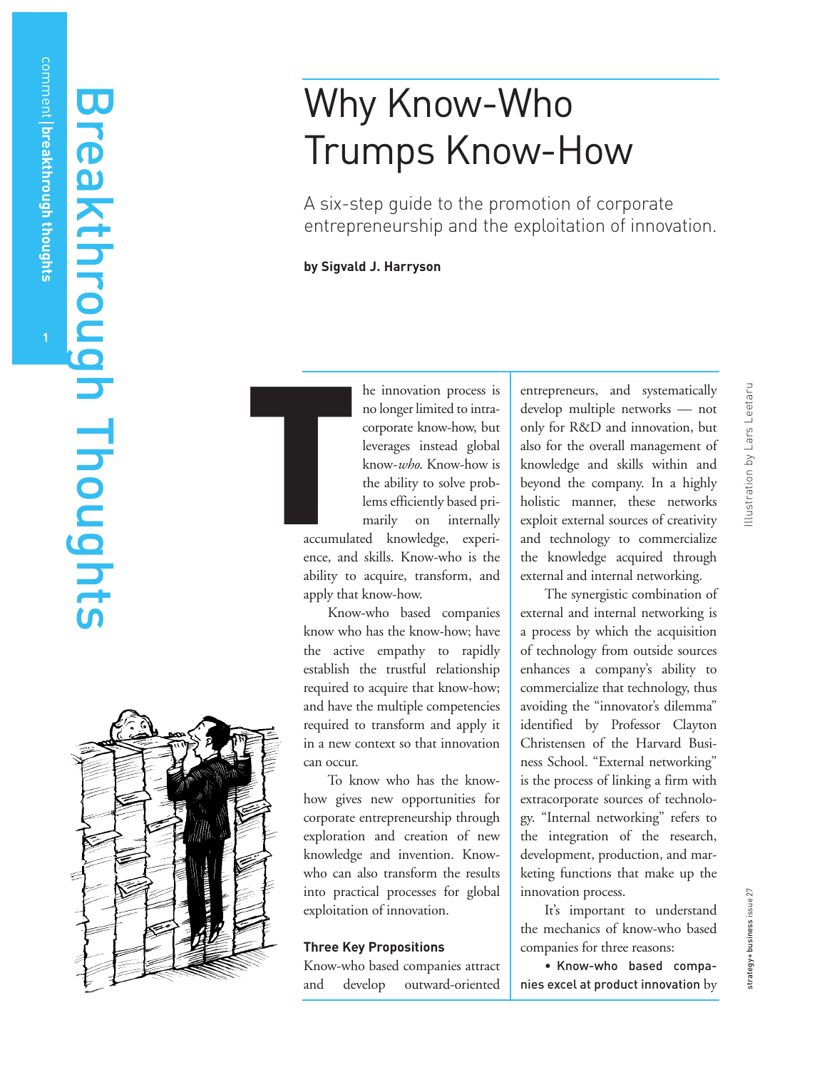# Why Know-Who Trumps Know-How

A six-step guide to the promotion of corporate entrepreneurship and the exploitation of innovation.

**by Sigvald J. Harryson**

Illustration by Lars Leetaru

The innovation process is no longer limited to intracorporate know-how, but leverages instead global know-*who*. Know-how is the ability to solve problems efficiently based primarily on internally accumulated knowledge, experience, and skills. Know-who is the ability to acquire, transform, and apply that know-how.

Know-who based companies know who has the know-how; have the active empathy to rapidly establish the trustful relationship required to acquire that know-how; and have the multiple competencies required to transform and apply it in a new context so that innovation can occur.

To know who has the know-how gives new opportunities for corporate entrepreneurship through exploration and creation of new knowledge and invention. Know-who can also transform the results into practical processes for global exploitation of innovation.

### Three Key Propositions

Know-who based companies attract and develop outward-oriented entrepreneurs, and systematically develop multiple networks — not only for R&D and innovation, but also for the overall management of knowledge and skills within and beyond the company. In a highly holistic manner, these networks exploit external sources of creativity and technology to commercialize the knowledge acquired through external and internal networking.

The synergistic combination of external and internal networking is a process by which the acquisition of technology from outside sources enhances a company's ability to commercialize that technology, thus avoiding the "innovator's dilemma" identified by Professor Clayton Christensen of the Harvard Business School. "External networking" is the process of linking a firm with extracorporate sources of technology. "Internal networking" refers to the integration of the research, development, production, and marketing functions that make up the innovation process.

It's important to understand the mechanics of know-who based companies for three reasons:

- Know-who based companies excel at product innovation by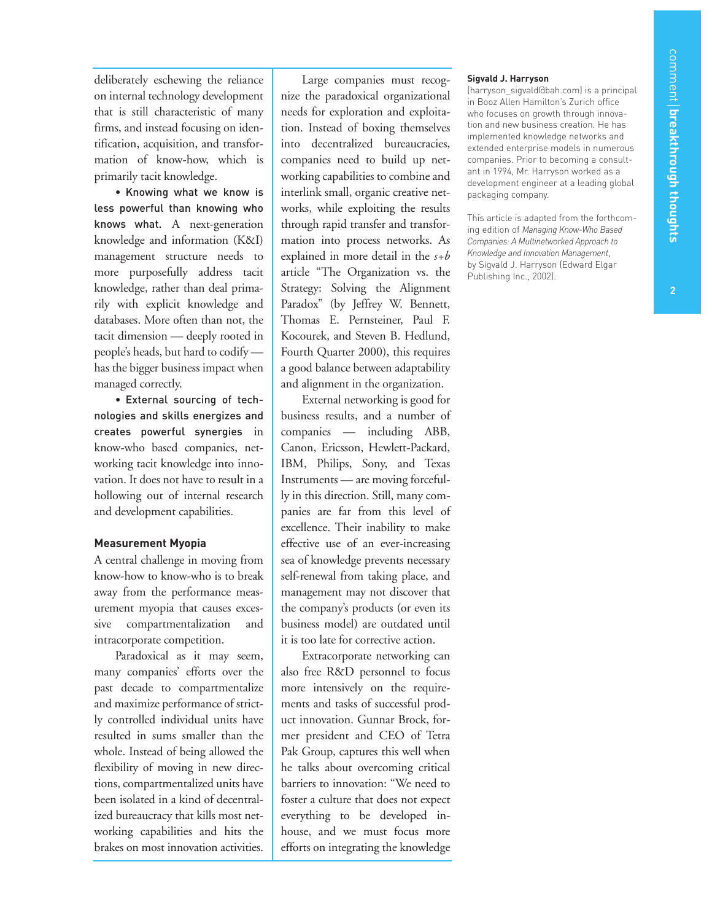deliberately eschewing the reliance on internal technology development that is still characteristic of many firms, and instead focusing on identification, acquisition, and transformation of know-how, which is primarily tacit knowledge.

- **Knowing what we know is less powerful than knowing who knows what.** A next-generation knowledge and information (K&I) management structure needs to more purposefully address tacit knowledge, rather than deal primarily with explicit knowledge and databases. More often than not, the tacit dimension — deeply rooted in people's heads, but hard to codify — has the bigger business impact when managed correctly.

- **External sourcing of technologies and skills energizes and creates powerful synergies** in know-who based companies, networking tacit knowledge into innovation. It does not have to result in a hollowing out of internal research and development capabilities.

## Measurement Myopia

A central challenge in moving from know-how to know-who is to break away from the performance measurement myopia that causes excessive compartmentalization and intracorporate competition.

Paradoxical as it may seem, many companies' efforts over the past decade to compartmentalize and maximize performance of strictly controlled individual units have resulted in sums smaller than the whole. Instead of being allowed the flexibility of moving in new directions, compartmentalized units have been isolated in a kind of decentralized bureaucracy that kills most networking capabilities and hits the brakes on most innovation activities.

Large companies must recognize the paradoxical organizational needs for exploration and exploitation. Instead of boxing themselves into decentralized bureaucracies, companies need to build up networking capabilities to combine and interlink small, organic creative networks, while exploiting the results through rapid transfer and transformation into process networks. As explained in more detail in the *s+b* article "The Organization vs. the Strategy: Solving the Alignment Paradox" (by Jeffrey W. Bennett, Thomas E. Pernsteiner, Paul F. Kocourek, and Steven B. Hedlund, Fourth Quarter 2000), this requires a good balance between adaptability and alignment in the organization.

External networking is good for business results, and a number of companies — including ABB, Canon, Ericsson, Hewlett-Packard, IBM, Philips, Sony, and Texas Instruments — are moving forcefully in this direction. Still, many companies are far from this level of excellence. Their inability to make effective use of an ever-increasing sea of knowledge prevents necessary self-renewal from taking place, and management may not discover that the company's products (or even its business model) are outdated until it is too late for corrective action.

Extracorporate networking can also free R&D personnel to focus more intensively on the requirements and tasks of successful product innovation. Gunnar Brock, former president and CEO of Tetra Pak Group, captures this well when he talks about overcoming critical barriers to innovation: "We need to foster a culture that does not expect everything to be developed in-house, and we must focus more efforts on integrating the knowledge

**Sigvald J. Harryson**
(harryson_sigvald@bah.com) is a principal in Booz Allen Hamilton's Zurich office who focuses on growth through innovation and new business creation. He has implemented knowledge networks and extended enterprise models in numerous companies. Prior to becoming a consultant in 1994, Mr. Harryson worked as a development engineer at a leading global packaging company.

This article is adapted from the forthcoming edition of *Managing Know-Who Based Companies: A Multinetworked Approach to Knowledge and Innovation Management*, by Sigvald J. Harryson (Edward Elgar Publishing Inc., 2002).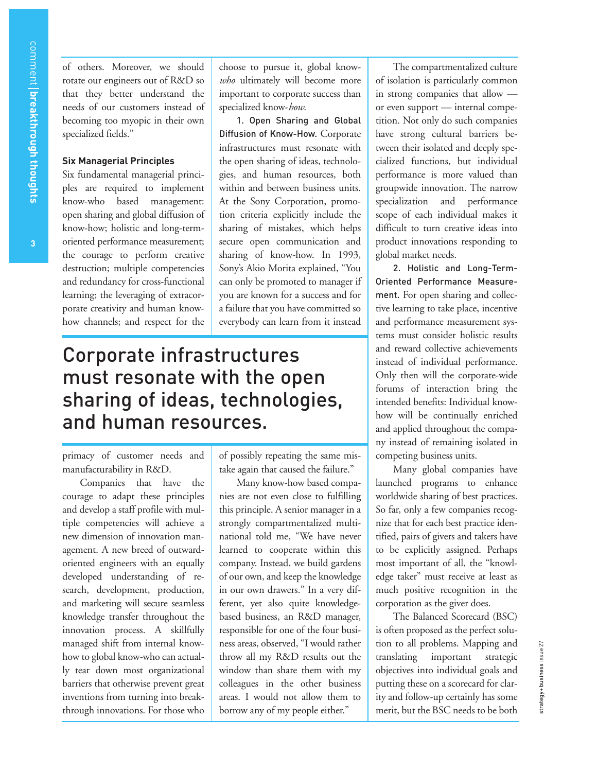of others. Moreover, we should rotate our engineers out of R&D so that they better understand the needs of our customers instead of becoming too myopic in their own specialized fields."

### Six Managerial Principles

Six fundamental managerial principles are required to implement know-who based management: open sharing and global diffusion of know-how; holistic and long-term-oriented performance measurement; the courage to perform creative destruction; multiple competencies and redundancy for cross-functional learning; the leveraging of extracorporate creativity and human know-how channels; and respect for the primacy of customer needs and manufacturability in R&D.

Companies that have the courage to adapt these principles and develop a staff profile with multiple competencies will achieve a new dimension of innovation management. A new breed of outward-oriented engineers with an equally developed understanding of research, development, production, and marketing will secure seamless knowledge transfer throughout the innovation process. A skillfully managed shift from internal know-how to global know-who can actually tear down most organizational barriers that otherwise prevent great inventions from turning into breakthrough innovations. For those who choose to pursue it, global know-*who* ultimately will become more important to corporate success than specialized know-*how*.

**1. Open Sharing and Global Diffusion of Know-How.** Corporate infrastructures must resonate with the open sharing of ideas, technologies, and human resources, both within and between business units. At the Sony Corporation, promotion criteria explicitly include the sharing of mistakes, which helps secure open communication and sharing of know-how. In 1993, Sony's Akio Morita explained, "You can only be promoted to manager if you are known for a success and for a failure that you have committed so everybody can learn from it instead of possibly repeating the same mistake again that caused the failure."

> Corporate infrastructures must resonate with the open sharing of ideas, technologies, and human resources.

Many know-how based companies are not even close to fulfilling this principle. A senior manager in a strongly compartmentalized multinational told me, "We have never learned to cooperate within this company. Instead, we build gardens of our own, and keep the knowledge in our own drawers." In a very different, yet also quite knowledge-based business, an R&D manager, responsible for one of the four business areas, observed, "I would rather throw all my R&D results out the window than share them with my colleagues in the other business areas. I would not allow them to borrow any of my people either."

The compartmentalized culture of isolation is particularly common in strong companies that allow — or even support — internal competition. Not only do such companies have strong cultural barriers between their isolated and deeply specialized functions, but individual performance is more valued than groupwide innovation. The narrow specialization and performance scope of each individual makes it difficult to turn creative ideas into product innovations responding to global market needs.

**2. Holistic and Long-Term-Oriented Performance Measurement.** For open sharing and collective learning to take place, incentive and performance measurement systems must consider holistic results and reward collective achievements instead of individual performance. Only then will the corporate-wide forums of interaction bring the intended benefits: Individual know-how will be continually enriched and applied throughout the company instead of remaining isolated in competing business units.

Many global companies have launched programs to enhance worldwide sharing of best practices. So far, only a few companies recognize that for each best practice identified, pairs of givers and takers have to be explicitly assigned. Perhaps most important of all, the "knowledge taker" must receive at least as much positive recognition in the corporation as the giver does.

The Balanced Scorecard (BSC) is often proposed as the perfect solution to all problems. Mapping and translating important strategic objectives into individual goals and putting these on a scorecard for clarity and follow-up certainly has some merit, but the BSC needs to be both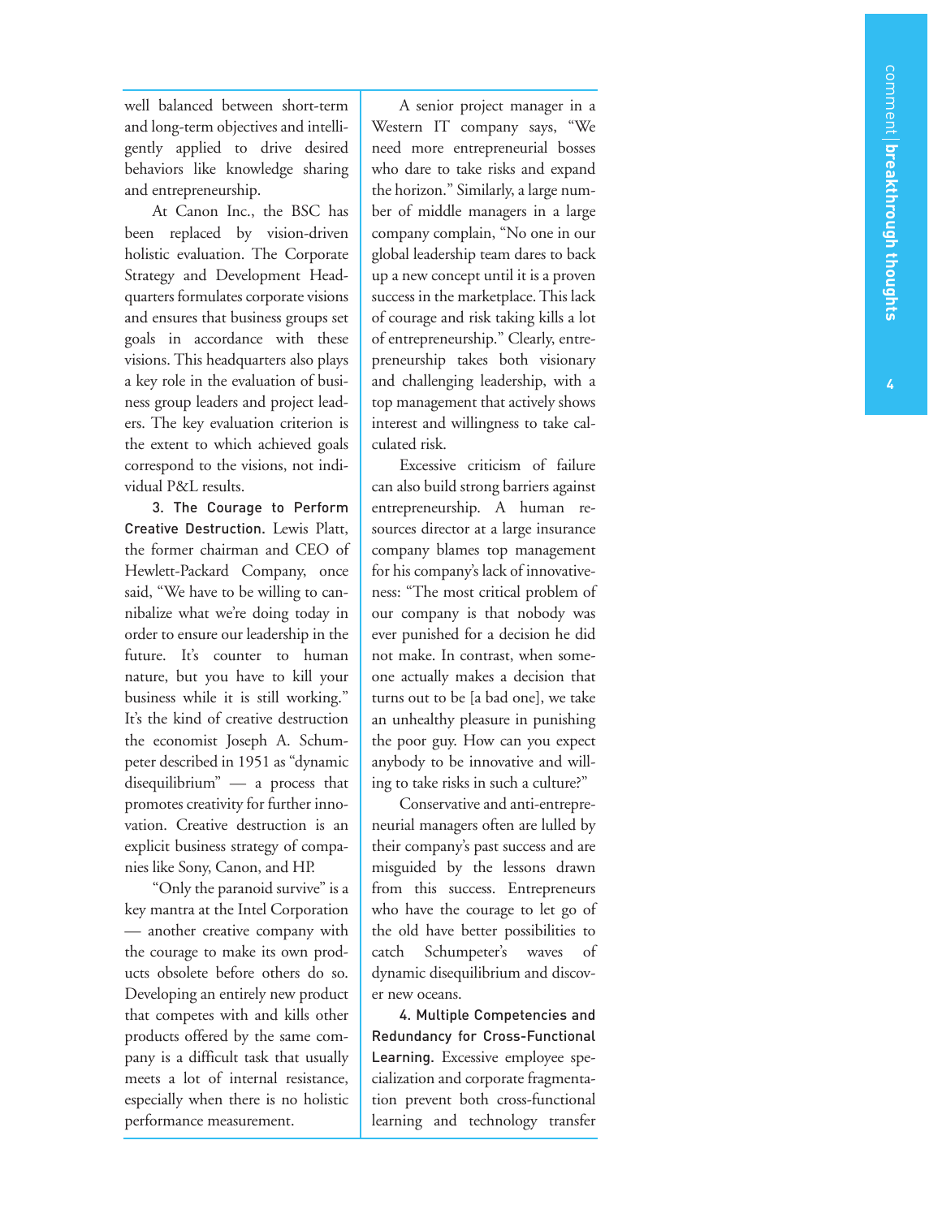well balanced between short-term and long-term objectives and intelligently applied to drive desired behaviors like knowledge sharing and entrepreneurship.

At Canon Inc., the BSC has been replaced by vision-driven holistic evaluation. The Corporate Strategy and Development Headquarters formulates corporate visions and ensures that business groups set goals in accordance with these visions. This headquarters also plays a key role in the evaluation of business group leaders and project leaders. The key evaluation criterion is the extent to which achieved goals correspond to the visions, not individual P&L results.

**3. The Courage to Perform Creative Destruction.** Lewis Platt, the former chairman and CEO of Hewlett-Packard Company, once said, "We have to be willing to cannibalize what we're doing today in order to ensure our leadership in the future. It's counter to human nature, but you have to kill your business while it is still working." It's the kind of creative destruction the economist Joseph A. Schumpeter described in 1951 as "dynamic disequilibrium" — a process that promotes creativity for further innovation. Creative destruction is an explicit business strategy of companies like Sony, Canon, and HP.

"Only the paranoid survive" is a key mantra at the Intel Corporation — another creative company with the courage to make its own products obsolete before others do so. Developing an entirely new product that competes with and kills other products offered by the same company is a difficult task that usually meets a lot of internal resistance, especially when there is no holistic performance measurement.

A senior project manager in a Western IT company says, "We need more entrepreneurial bosses who dare to take risks and expand the horizon." Similarly, a large number of middle managers in a large company complain, "No one in our global leadership team dares to back up a new concept until it is a proven success in the marketplace. This lack of courage and risk taking kills a lot of entrepreneurship." Clearly, entrepreneurship takes both visionary and challenging leadership, with a top management that actively shows interest and willingness to take calculated risk.

Excessive criticism of failure can also build strong barriers against entrepreneurship. A human resources director at a large insurance company blames top management for his company's lack of innovativeness: "The most critical problem of our company is that nobody was ever punished for a decision he did not make. In contrast, when someone actually makes a decision that turns out to be [a bad one], we take an unhealthy pleasure in punishing the poor guy. How can you expect anybody to be innovative and willing to take risks in such a culture?"

Conservative and anti-entrepreneurial managers often are lulled by their company's past success and are misguided by the lessons drawn from this success. Entrepreneurs who have the courage to let go of the old have better possibilities to catch Schumpeter's waves of dynamic disequilibrium and discover new oceans.

**4. Multiple Competencies and Redundancy for Cross-Functional Learning.** Excessive employee specialization and corporate fragmentation prevent both cross-functional learning and technology transfer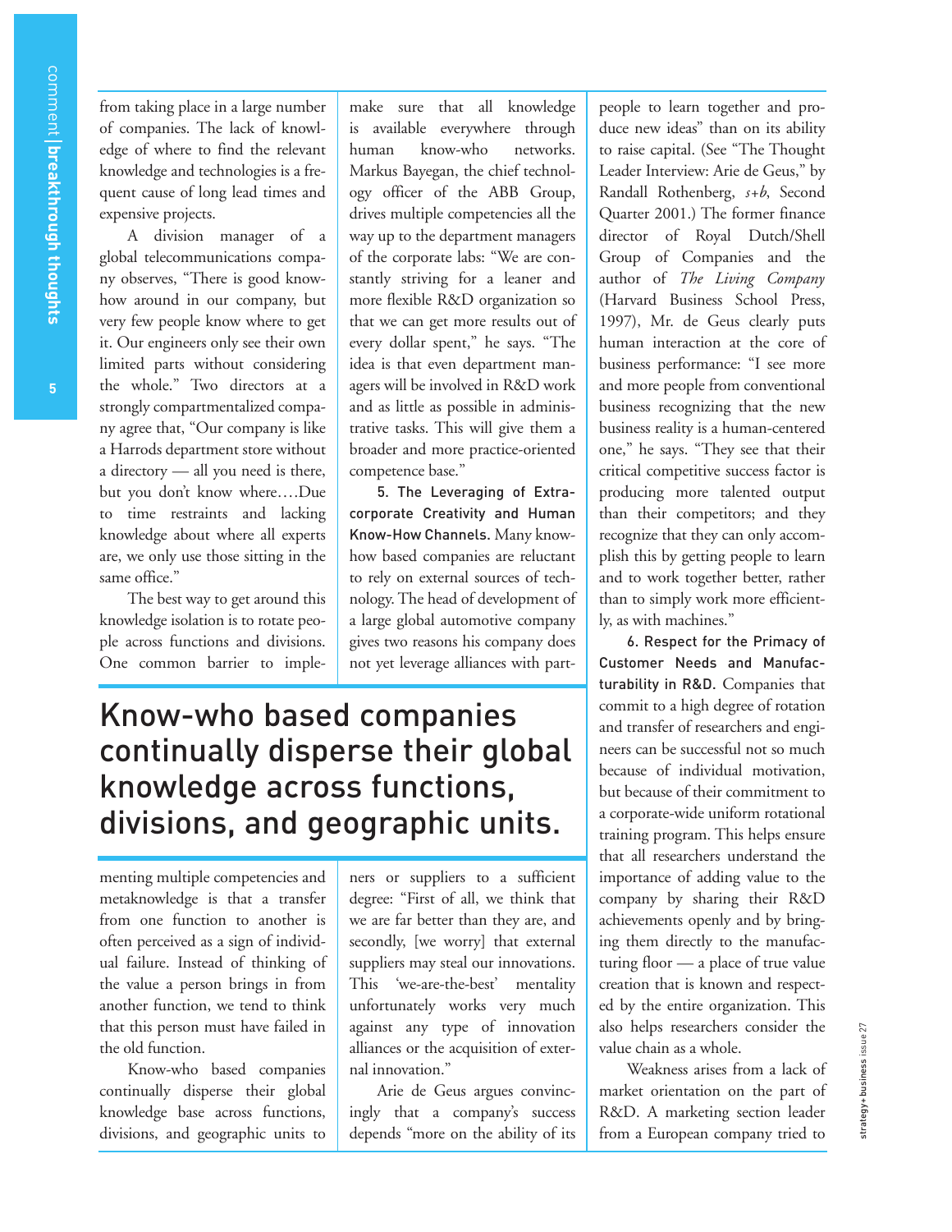from taking place in a large number of companies. The lack of knowledge of where to find the relevant knowledge and technologies is a frequent cause of long lead times and expensive projects.

A division manager of a global telecommunications company observes, "There is good know-how around in our company, but very few people know where to get it. Our engineers only see their own limited parts without considering the whole." Two directors at a strongly compartmentalized company agree that, "Our company is like a Harrods department store without a directory — all you need is there, but you don't know where….Due to time restraints and lacking knowledge about where all experts are, we only use those sitting in the same office."

The best way to get around this knowledge isolation is to rotate people across functions and divisions. One common barrier to implementing multiple competencies and metaknowledge is that a transfer from one function to another is often perceived as a sign of individual failure. Instead of thinking of the value a person brings in from another function, we tend to think that this person must have failed in the old function.

Know-who based companies continually disperse their global knowledge base across functions, divisions, and geographic units to make sure that all knowledge is available everywhere through human know-who networks. Markus Bayegan, the chief technology officer of the ABB Group, drives multiple competencies all the way up to the department managers of the corporate labs: "We are constantly striving for a leaner and more flexible R&D organization so that we can get more results out of every dollar spent," he says. "The idea is that even department managers will be involved in R&D work and as little as possible in administrative tasks. This will give them a broader and more practice-oriented competence base."

> Know-who based companies continually disperse their global knowledge across functions, divisions, and geographic units.

**5. The Leveraging of Extra-corporate Creativity and Human Know-How Channels.** Many know-how based companies are reluctant to rely on external sources of technology. The head of development of a large global automotive company gives two reasons his company does not yet leverage alliances with partners or suppliers to a sufficient degree: "First of all, we think that we are far better than they are, and secondly, [we worry] that external suppliers may steal our innovations. This 'we-are-the-best' mentality unfortunately works very much against any type of innovation alliances or the acquisition of external innovation."

Arie de Geus argues convincingly that a company's success depends "more on the ability of its people to learn together and produce new ideas" than on its ability to raise capital. (See "The Thought Leader Interview: Arie de Geus," by Randall Rothenberg, *s+b*, Second Quarter 2001.) The former finance director of Royal Dutch/Shell Group of Companies and the author of *The Living Company* (Harvard Business School Press, 1997), Mr. de Geus clearly puts human interaction at the core of business performance: "I see more and more people from conventional business recognizing that the new business reality is a human-centered one," he says. "They see that their critical competitive success factor is producing more talented output than their competitors; and they recognize that they can only accomplish this by getting people to learn and to work together better, rather than to simply work more efficiently, as with machines."

**6. Respect for the Primacy of Customer Needs and Manufacturability in R&D.** Companies that commit to a high degree of rotation and transfer of researchers and engineers can be successful not so much because of individual motivation, but because of their commitment to a corporate-wide uniform rotational training program. This helps ensure that all researchers understand the importance of adding value to the company by sharing their R&D achievements openly and by bringing them directly to the manufacturing floor — a place of true value creation that is known and respected by the entire organization. This also helps researchers consider the value chain as a whole.

Weakness arises from a lack of market orientation on the part of R&D. A marketing section leader from a European company tried to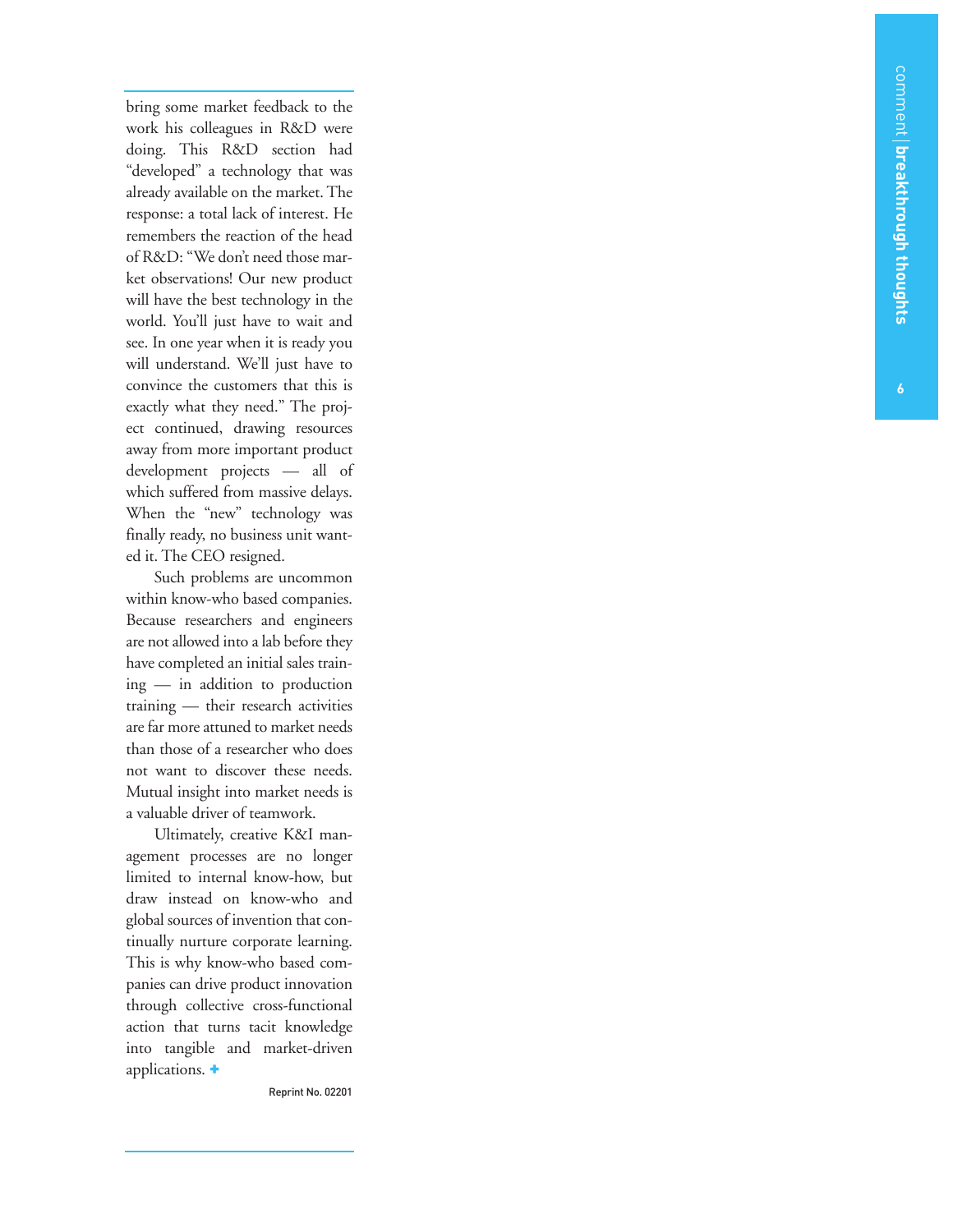bring some market feedback to the work his colleagues in R&D were doing. This R&D section had "developed" a technology that was already available on the market. The response: a total lack of interest. He remembers the reaction of the head of R&D: "We don't need those market observations! Our new product will have the best technology in the world. You'll just have to wait and see. In one year when it is ready you will understand. We'll just have to convince the customers that this is exactly what they need." The project continued, drawing resources away from more important product development projects — all of which suffered from massive delays. When the "new" technology was finally ready, no business unit wanted it. The CEO resigned.

Such problems are uncommon within know-who based companies. Because researchers and engineers are not allowed into a lab before they have completed an initial sales training — in addition to production training — their research activities are far more attuned to market needs than those of a researcher who does not want to discover these needs. Mutual insight into market needs is a valuable driver of teamwork.

Ultimately, creative K&I management processes are no longer limited to internal know-how, but draw instead on know-who and global sources of invention that continually nurture corporate learning. This is why know-who based companies can drive product innovation through collective cross-functional action that turns tacit knowledge into tangible and market-driven applications. +

Reprint No. 02201